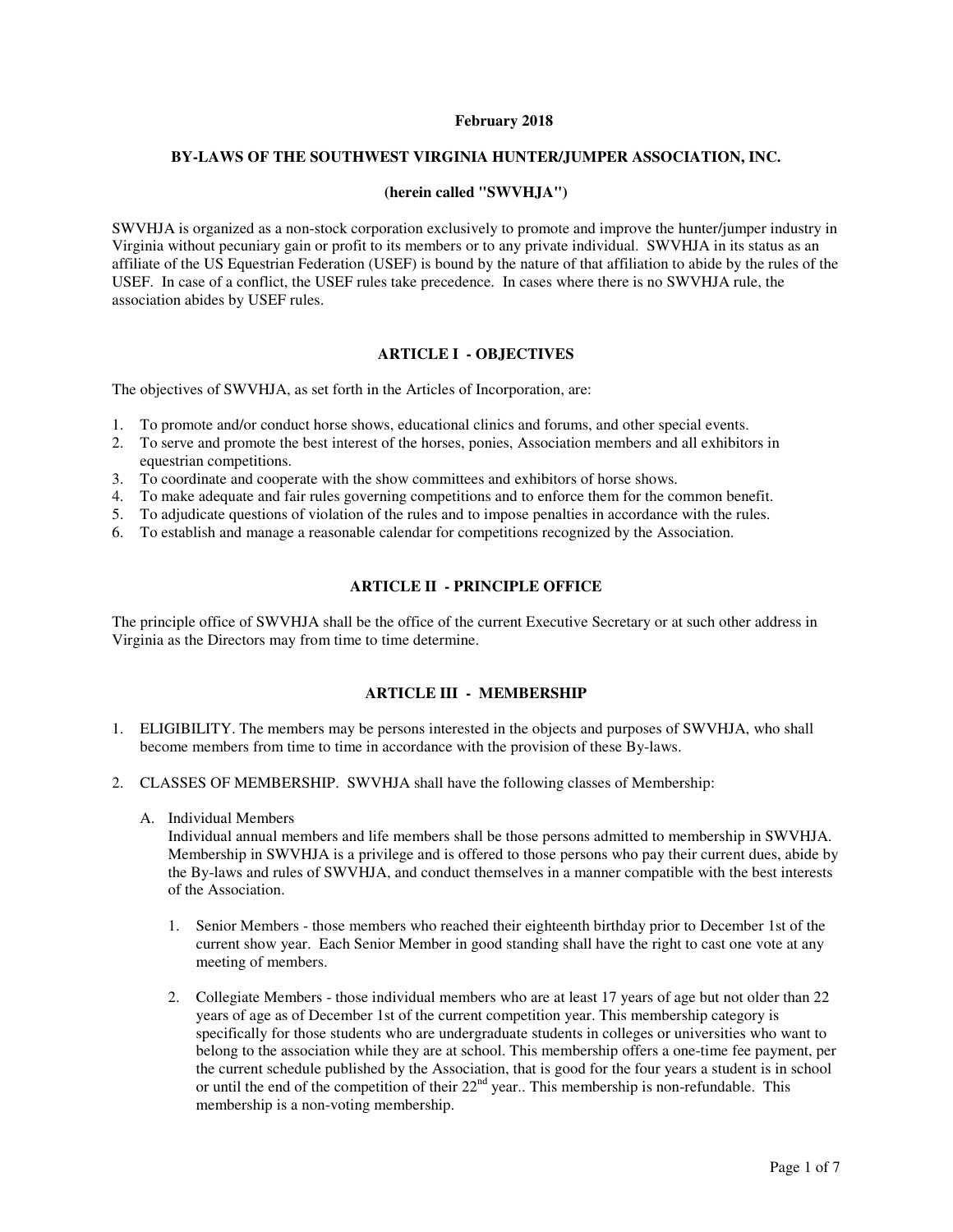**February 2018**

# BY-LAWS OF THE SOUTHWEST VIRGINIA HUNTER/JUMPER ASSOCIATION, INC.

**(herein called "SWVHJA")**

SWVHJA is organized as a non-stock corporation exclusively to promote and improve the hunter/jumper industry in Virginia without pecuniary gain or profit to its members or to any private individual. SWVHJA in its status as an affiliate of the US Equestrian Federation (USEF) is bound by the nature of that affiliation to abide by the rules of the USEF. In case of a conflict, the USEF rules take precedence. In cases where there is no SWVHJA rule, the association abides by USEF rules.

## ARTICLE I - OBJECTIVES

The objectives of SWVHJA, as set forth in the Articles of Incorporation, are:

1. To promote and/or conduct horse shows, educational clinics and forums, and other special events.
2. To serve and promote the best interest of the horses, ponies, Association members and all exhibitors in equestrian competitions.
3. To coordinate and cooperate with the show committees and exhibitors of horse shows.
4. To make adequate and fair rules governing competitions and to enforce them for the common benefit.
5. To adjudicate questions of violation of the rules and to impose penalties in accordance with the rules.
6. To establish and manage a reasonable calendar for competitions recognized by the Association.

## ARTICLE II - PRINCIPLE OFFICE

The principle office of SWVHJA shall be the office of the current Executive Secretary or at such other address in Virginia as the Directors may from time to time determine.

## ARTICLE III - MEMBERSHIP

1. ELIGIBILITY. The members may be persons interested in the objects and purposes of SWVHJA, who shall become members from time to time in accordance with the provision of these By-laws.

2. CLASSES OF MEMBERSHIP. SWVHJA shall have the following classes of Membership:

   A. Individual Members
   Individual annual members and life members shall be those persons admitted to membership in SWVHJA. Membership in SWVHJA is a privilege and is offered to those persons who pay their current dues, abide by the By-laws and rules of SWVHJA, and conduct themselves in a manner compatible with the best interests of the Association.

      1. Senior Members - those members who reached their eighteenth birthday prior to December 1st of the current show year. Each Senior Member in good standing shall have the right to cast one vote at any meeting of members.

      2. Collegiate Members - those individual members who are at least 17 years of age but not older than 22 years of age as of December 1st of the current competition year. This membership category is specifically for those students who are undergraduate students in colleges or universities who want to belong to the association while they are at school. This membership offers a one-time fee payment, per the current schedule published by the Association, that is good for the four years a student is in school or until the end of the competition of their 22nd year.. This membership is non-refundable. This membership is a non-voting membership.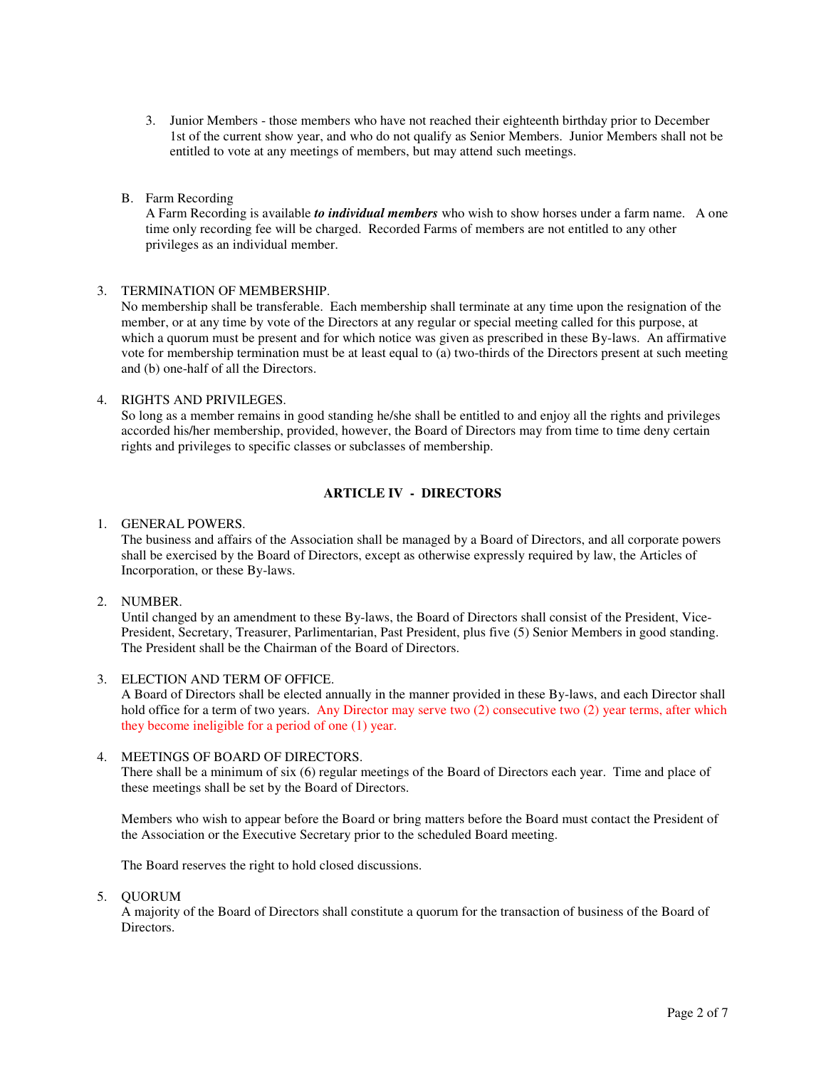3. Junior Members - those members who have not reached their eighteenth birthday prior to December 1st of the current show year, and who do not qualify as Senior Members. Junior Members shall not be entitled to vote at any meetings of members, but may attend such meetings.

B. Farm Recording

A Farm Recording is available ***to individual members*** who wish to show horses under a farm name. A one time only recording fee will be charged. Recorded Farms of members are not entitled to any other privileges as an individual member.

3. TERMINATION OF MEMBERSHIP.

No membership shall be transferable. Each membership shall terminate at any time upon the resignation of the member, or at any time by vote of the Directors at any regular or special meeting called for this purpose, at which a quorum must be present and for which notice was given as prescribed in these By-laws. An affirmative vote for membership termination must be at least equal to (a) two-thirds of the Directors present at such meeting and (b) one-half of all the Directors.

4. RIGHTS AND PRIVILEGES.

So long as a member remains in good standing he/she shall be entitled to and enjoy all the rights and privileges accorded his/her membership, provided, however, the Board of Directors may from time to time deny certain rights and privileges to specific classes or subclasses of membership.

## ARTICLE IV - DIRECTORS

1. GENERAL POWERS.

The business and affairs of the Association shall be managed by a Board of Directors, and all corporate powers shall be exercised by the Board of Directors, except as otherwise expressly required by law, the Articles of Incorporation, or these By-laws.

2. NUMBER.

Until changed by an amendment to these By-laws, the Board of Directors shall consist of the President, Vice-President, Secretary, Treasurer, Parlimentarian, Past President, plus five (5) Senior Members in good standing. The President shall be the Chairman of the Board of Directors.

3. ELECTION AND TERM OF OFFICE.

A Board of Directors shall be elected annually in the manner provided in these By-laws, and each Director shall hold office for a term of two years. Any Director may serve two (2) consecutive two (2) year terms, after which they become ineligible for a period of one (1) year.

4. MEETINGS OF BOARD OF DIRECTORS.

There shall be a minimum of six (6) regular meetings of the Board of Directors each year. Time and place of these meetings shall be set by the Board of Directors.

Members who wish to appear before the Board or bring matters before the Board must contact the President of the Association or the Executive Secretary prior to the scheduled Board meeting.

The Board reserves the right to hold closed discussions.

5. QUORUM

A majority of the Board of Directors shall constitute a quorum for the transaction of business of the Board of Directors.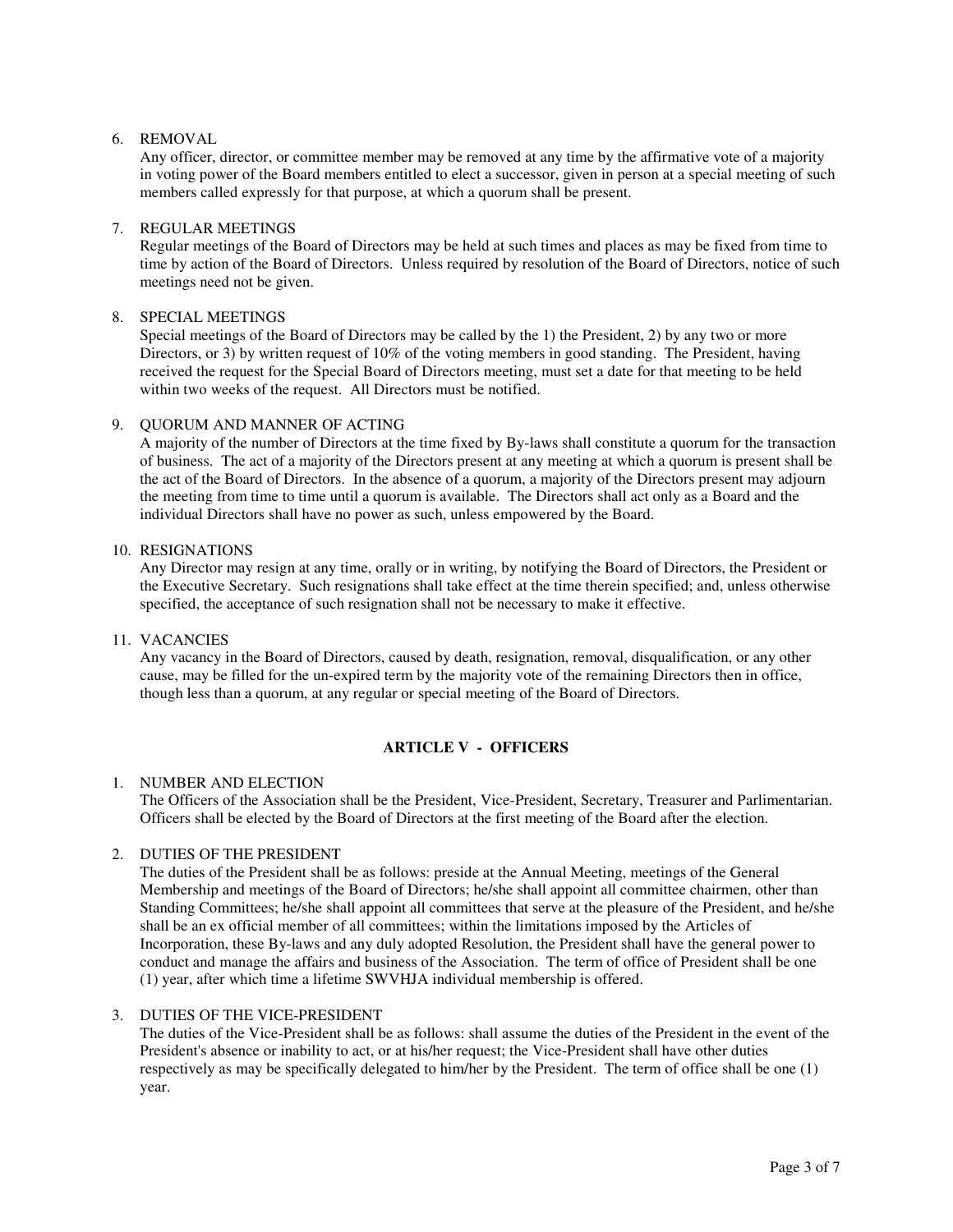6. REMOVAL
   Any officer, director, or committee member may be removed at any time by the affirmative vote of a majority in voting power of the Board members entitled to elect a successor, given in person at a special meeting of such members called expressly for that purpose, at which a quorum shall be present.

7. REGULAR MEETINGS
   Regular meetings of the Board of Directors may be held at such times and places as may be fixed from time to time by action of the Board of Directors. Unless required by resolution of the Board of Directors, notice of such meetings need not be given.

8. SPECIAL MEETINGS
   Special meetings of the Board of Directors may be called by the 1) the President, 2) by any two or more Directors, or 3) by written request of 10% of the voting members in good standing. The President, having received the request for the Special Board of Directors meeting, must set a date for that meeting to be held within two weeks of the request. All Directors must be notified.

9. QUORUM AND MANNER OF ACTING
   A majority of the number of Directors at the time fixed by By-laws shall constitute a quorum for the transaction of business. The act of a majority of the Directors present at any meeting at which a quorum is present shall be the act of the Board of Directors. In the absence of a quorum, a majority of the Directors present may adjourn the meeting from time to time until a quorum is available. The Directors shall act only as a Board and the individual Directors shall have no power as such, unless empowered by the Board.

10. RESIGNATIONS
    Any Director may resign at any time, orally or in writing, by notifying the Board of Directors, the President or the Executive Secretary. Such resignations shall take effect at the time therein specified; and, unless otherwise specified, the acceptance of such resignation shall not be necessary to make it effective.

11. VACANCIES
    Any vacancy in the Board of Directors, caused by death, resignation, removal, disqualification, or any other cause, may be filled for the un-expired term by the majority vote of the remaining Directors then in office, though less than a quorum, at any regular or special meeting of the Board of Directors.

## ARTICLE V - OFFICERS

1. NUMBER AND ELECTION
   The Officers of the Association shall be the President, Vice-President, Secretary, Treasurer and Parlimentarian. Officers shall be elected by the Board of Directors at the first meeting of the Board after the election.

2. DUTIES OF THE PRESIDENT
   The duties of the President shall be as follows: preside at the Annual Meeting, meetings of the General Membership and meetings of the Board of Directors; he/she shall appoint all committee chairmen, other than Standing Committees; he/she shall appoint all committees that serve at the pleasure of the President, and he/she shall be an ex official member of all committees; within the limitations imposed by the Articles of Incorporation, these By-laws and any duly adopted Resolution, the President shall have the general power to conduct and manage the affairs and business of the Association. The term of office of President shall be one (1) year, after which time a lifetime SWVHJA individual membership is offered.

3. DUTIES OF THE VICE-PRESIDENT
   The duties of the Vice-President shall be as follows: shall assume the duties of the President in the event of the President's absence or inability to act, or at his/her request; the Vice-President shall have other duties respectively as may be specifically delegated to him/her by the President. The term of office shall be one (1) year.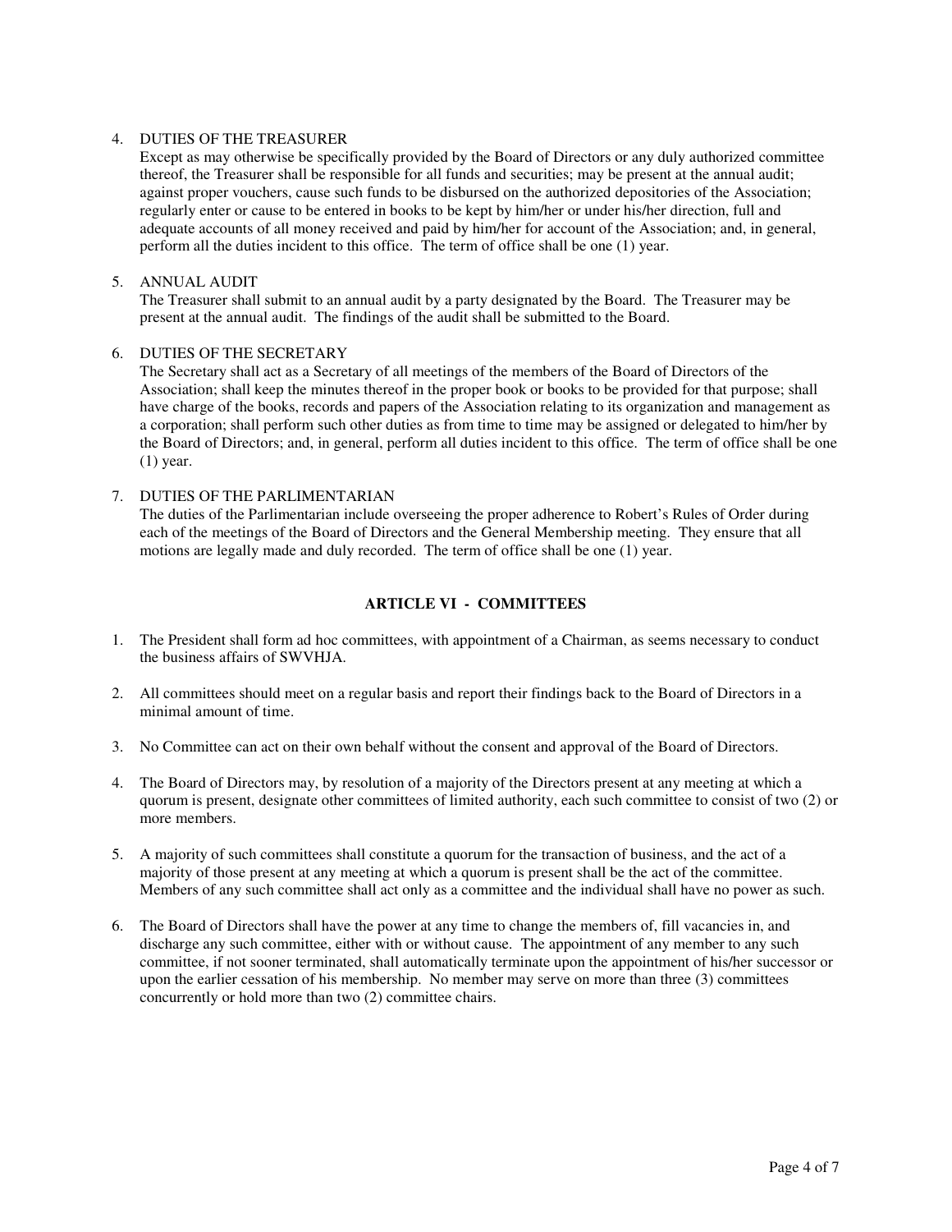4. DUTIES OF THE TREASURER

   Except as may otherwise be specifically provided by the Board of Directors or any duly authorized committee thereof, the Treasurer shall be responsible for all funds and securities; may be present at the annual audit; against proper vouchers, cause such funds to be disbursed on the authorized depositories of the Association; regularly enter or cause to be entered in books to be kept by him/her or under his/her direction, full and adequate accounts of all money received and paid by him/her for account of the Association; and, in general, perform all the duties incident to this office. The term of office shall be one (1) year.

5. ANNUAL AUDIT

   The Treasurer shall submit to an annual audit by a party designated by the Board. The Treasurer may be present at the annual audit. The findings of the audit shall be submitted to the Board.

6. DUTIES OF THE SECRETARY

   The Secretary shall act as a Secretary of all meetings of the members of the Board of Directors of the Association; shall keep the minutes thereof in the proper book or books to be provided for that purpose; shall have charge of the books, records and papers of the Association relating to its organization and management as a corporation; shall perform such other duties as from time to time may be assigned or delegated to him/her by the Board of Directors; and, in general, perform all duties incident to this office. The term of office shall be one (1) year.

7. DUTIES OF THE PARLIMENTARIAN

   The duties of the Parlimentarian include overseeing the proper adherence to Robert's Rules of Order during each of the meetings of the Board of Directors and the General Membership meeting. They ensure that all motions are legally made and duly recorded. The term of office shall be one (1) year.

## ARTICLE VI - COMMITTEES

1. The President shall form ad hoc committees, with appointment of a Chairman, as seems necessary to conduct the business affairs of SWVHJA.

2. All committees should meet on a regular basis and report their findings back to the Board of Directors in a minimal amount of time.

3. No Committee can act on their own behalf without the consent and approval of the Board of Directors.

4. The Board of Directors may, by resolution of a majority of the Directors present at any meeting at which a quorum is present, designate other committees of limited authority, each such committee to consist of two (2) or more members.

5. A majority of such committees shall constitute a quorum for the transaction of business, and the act of a majority of those present at any meeting at which a quorum is present shall be the act of the committee. Members of any such committee shall act only as a committee and the individual shall have no power as such.

6. The Board of Directors shall have the power at any time to change the members of, fill vacancies in, and discharge any such committee, either with or without cause. The appointment of any member to any such committee, if not sooner terminated, shall automatically terminate upon the appointment of his/her successor or upon the earlier cessation of his membership. No member may serve on more than three (3) committees concurrently or hold more than two (2) committee chairs.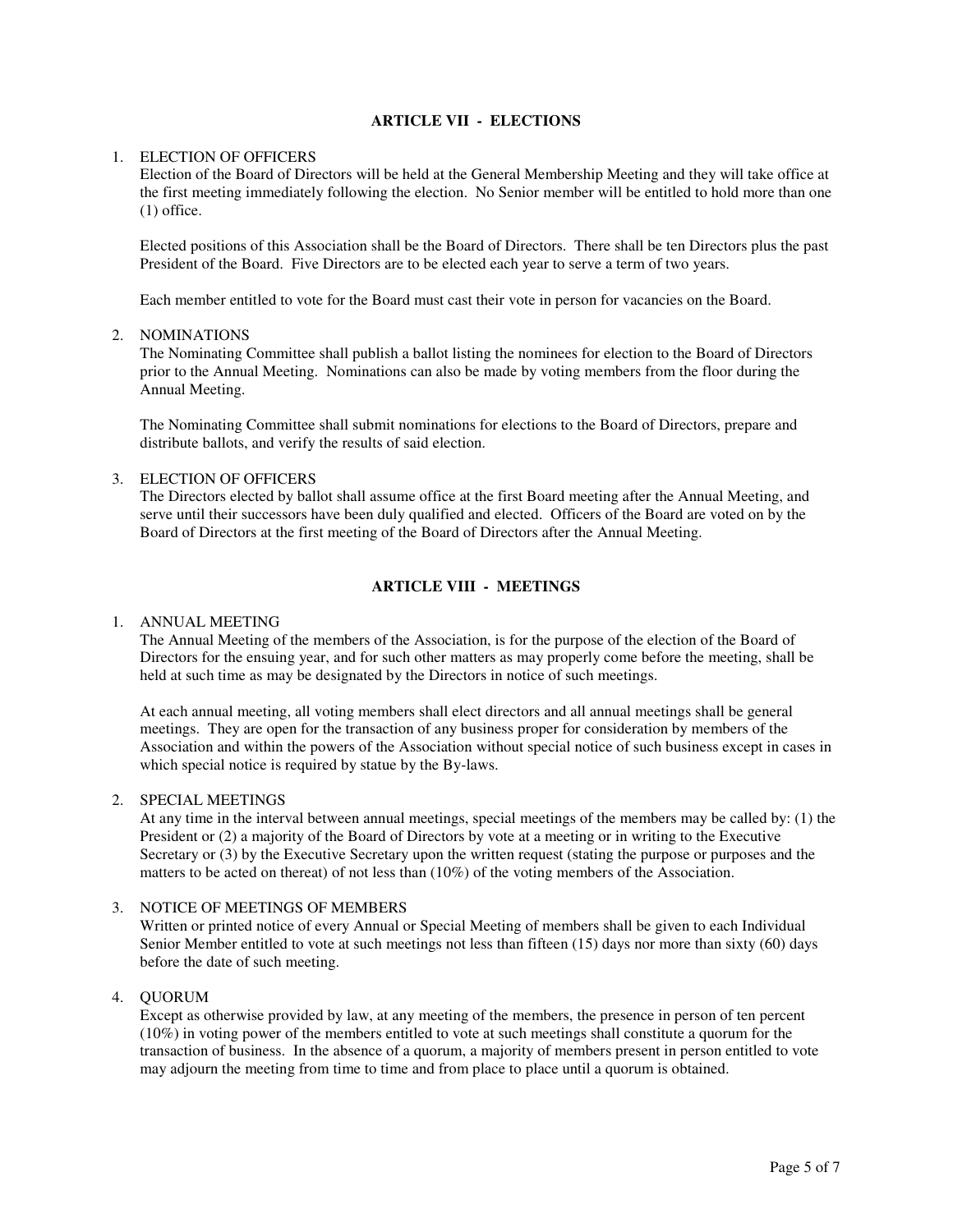## ARTICLE VII - ELECTIONS

1. ELECTION OF OFFICERS

   Election of the Board of Directors will be held at the General Membership Meeting and they will take office at the first meeting immediately following the election. No Senior member will be entitled to hold more than one (1) office.

   Elected positions of this Association shall be the Board of Directors. There shall be ten Directors plus the past President of the Board. Five Directors are to be elected each year to serve a term of two years.

   Each member entitled to vote for the Board must cast their vote in person for vacancies on the Board.

2. NOMINATIONS

   The Nominating Committee shall publish a ballot listing the nominees for election to the Board of Directors prior to the Annual Meeting. Nominations can also be made by voting members from the floor during the Annual Meeting.

   The Nominating Committee shall submit nominations for elections to the Board of Directors, prepare and distribute ballots, and verify the results of said election.

3. ELECTION OF OFFICERS

   The Directors elected by ballot shall assume office at the first Board meeting after the Annual Meeting, and serve until their successors have been duly qualified and elected. Officers of the Board are voted on by the Board of Directors at the first meeting of the Board of Directors after the Annual Meeting.

## ARTICLE VIII - MEETINGS

1. ANNUAL MEETING

   The Annual Meeting of the members of the Association, is for the purpose of the election of the Board of Directors for the ensuing year, and for such other matters as may properly come before the meeting, shall be held at such time as may be designated by the Directors in notice of such meetings.

   At each annual meeting, all voting members shall elect directors and all annual meetings shall be general meetings. They are open for the transaction of any business proper for consideration by members of the Association and within the powers of the Association without special notice of such business except in cases in which special notice is required by statue by the By-laws.

2. SPECIAL MEETINGS

   At any time in the interval between annual meetings, special meetings of the members may be called by: (1) the President or (2) a majority of the Board of Directors by vote at a meeting or in writing to the Executive Secretary or (3) by the Executive Secretary upon the written request (stating the purpose or purposes and the matters to be acted on thereat) of not less than (10%) of the voting members of the Association.

3. NOTICE OF MEETINGS OF MEMBERS

   Written or printed notice of every Annual or Special Meeting of members shall be given to each Individual Senior Member entitled to vote at such meetings not less than fifteen (15) days nor more than sixty (60) days before the date of such meeting.

4. QUORUM

   Except as otherwise provided by law, at any meeting of the members, the presence in person of ten percent (10%) in voting power of the members entitled to vote at such meetings shall constitute a quorum for the transaction of business. In the absence of a quorum, a majority of members present in person entitled to vote may adjourn the meeting from time to time and from place to place until a quorum is obtained.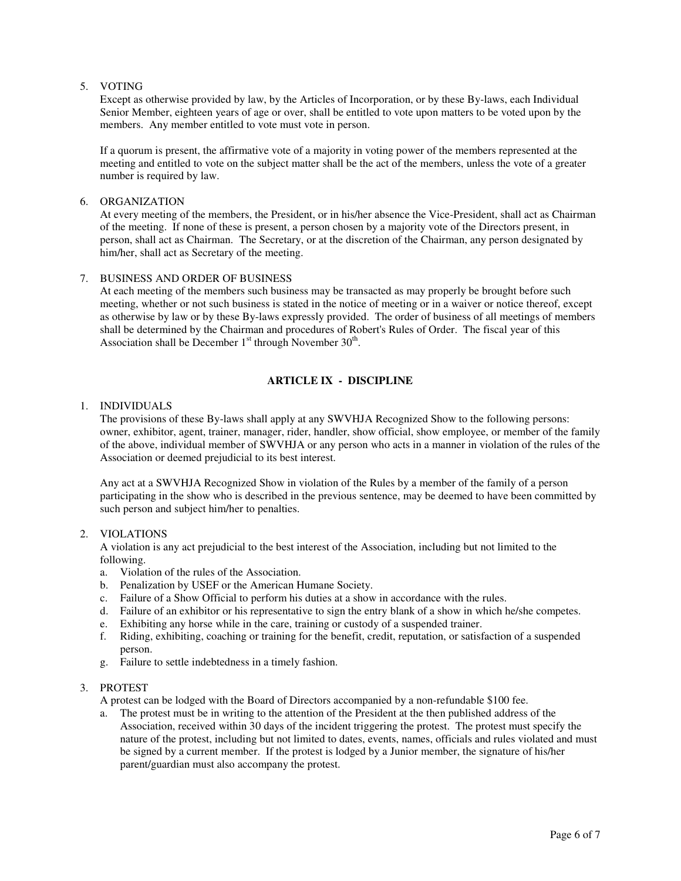5. VOTING

Except as otherwise provided by law, by the Articles of Incorporation, or by these By-laws, each Individual Senior Member, eighteen years of age or over, shall be entitled to vote upon matters to be voted upon by the members. Any member entitled to vote must vote in person.

If a quorum is present, the affirmative vote of a majority in voting power of the members represented at the meeting and entitled to vote on the subject matter shall be the act of the members, unless the vote of a greater number is required by law.

6. ORGANIZATION

At every meeting of the members, the President, or in his/her absence the Vice-President, shall act as Chairman of the meeting. If none of these is present, a person chosen by a majority vote of the Directors present, in person, shall act as Chairman. The Secretary, or at the discretion of the Chairman, any person designated by him/her, shall act as Secretary of the meeting.

7. BUSINESS AND ORDER OF BUSINESS

At each meeting of the members such business may be transacted as may properly be brought before such meeting, whether or not such business is stated in the notice of meeting or in a waiver or notice thereof, except as otherwise by law or by these By-laws expressly provided. The order of business of all meetings of members shall be determined by the Chairman and procedures of Robert's Rules of Order. The fiscal year of this Association shall be December 1st through November 30th.

## ARTICLE IX - DISCIPLINE

1. INDIVIDUALS

The provisions of these By-laws shall apply at any SWVHJA Recognized Show to the following persons: owner, exhibitor, agent, trainer, manager, rider, handler, show official, show employee, or member of the family of the above, individual member of SWVHJA or any person who acts in a manner in violation of the rules of the Association or deemed prejudicial to its best interest.

Any act at a SWVHJA Recognized Show in violation of the Rules by a member of the family of a person participating in the show who is described in the previous sentence, may be deemed to have been committed by such person and subject him/her to penalties.

2. VIOLATIONS

A violation is any act prejudicial to the best interest of the Association, including but not limited to the following.

a. Violation of the rules of the Association.
b. Penalization by USEF or the American Humane Society.
c. Failure of a Show Official to perform his duties at a show in accordance with the rules.
d. Failure of an exhibitor or his representative to sign the entry blank of a show in which he/she competes.
e. Exhibiting any horse while in the care, training or custody of a suspended trainer.
f. Riding, exhibiting, coaching or training for the benefit, credit, reputation, or satisfaction of a suspended person.
g. Failure to settle indebtedness in a timely fashion.

3. PROTEST

A protest can be lodged with the Board of Directors accompanied by a non-refundable $100 fee.

a. The protest must be in writing to the attention of the President at the then published address of the Association, received within 30 days of the incident triggering the protest. The protest must specify the nature of the protest, including but not limited to dates, events, names, officials and rules violated and must be signed by a current member. If the protest is lodged by a Junior member, the signature of his/her parent/guardian must also accompany the protest.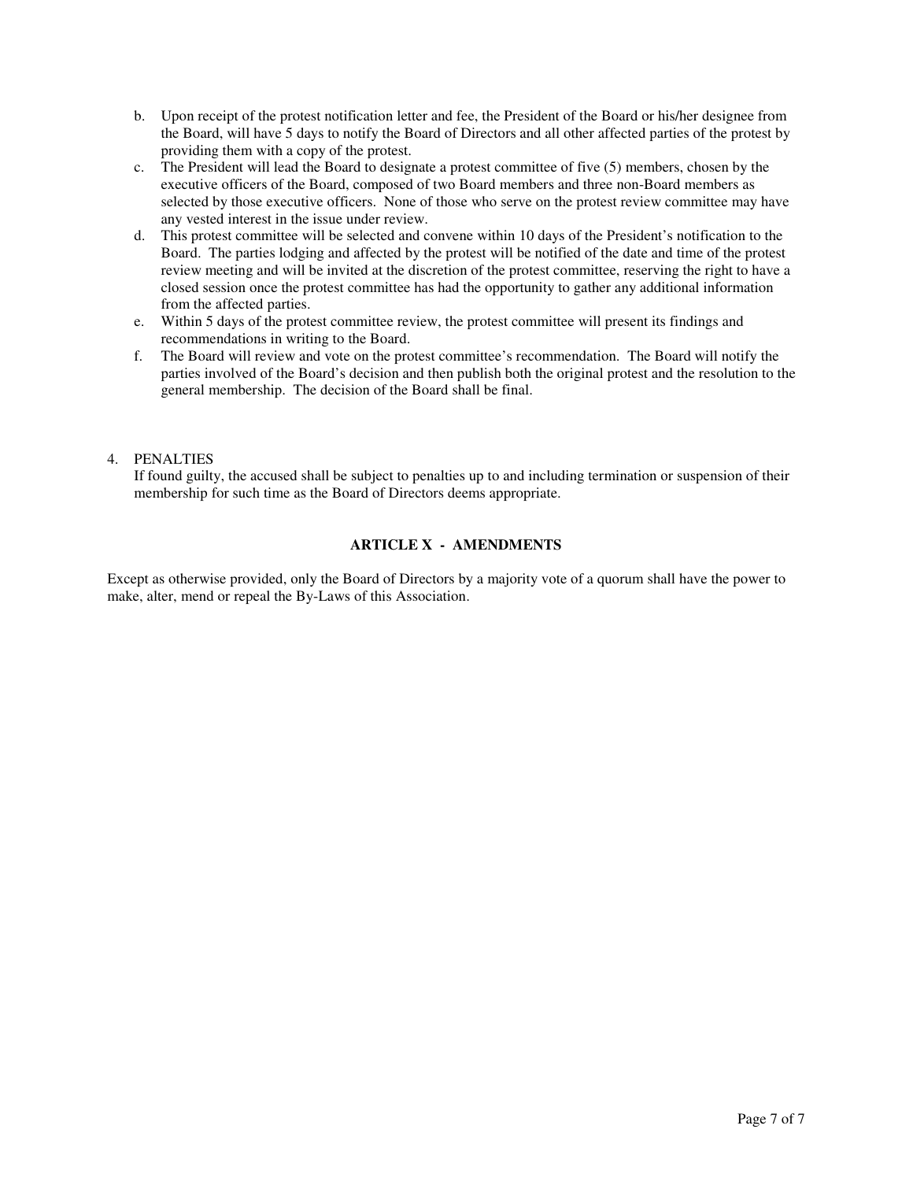b. Upon receipt of the protest notification letter and fee, the President of the Board or his/her designee from the Board, will have 5 days to notify the Board of Directors and all other affected parties of the protest by providing them with a copy of the protest.
c. The President will lead the Board to designate a protest committee of five (5) members, chosen by the executive officers of the Board, composed of two Board members and three non-Board members as selected by those executive officers. None of those who serve on the protest review committee may have any vested interest in the issue under review.
d. This protest committee will be selected and convene within 10 days of the President's notification to the Board. The parties lodging and affected by the protest will be notified of the date and time of the protest review meeting and will be invited at the discretion of the protest committee, reserving the right to have a closed session once the protest committee has had the opportunity to gather any additional information from the affected parties.
e. Within 5 days of the protest committee review, the protest committee will present its findings and recommendations in writing to the Board.
f. The Board will review and vote on the protest committee's recommendation. The Board will notify the parties involved of the Board's decision and then publish both the original protest and the resolution to the general membership. The decision of the Board shall be final.

4. PENALTIES
   If found guilty, the accused shall be subject to penalties up to and including termination or suspension of their membership for such time as the Board of Directors deems appropriate.

## ARTICLE X - AMENDMENTS

Except as otherwise provided, only the Board of Directors by a majority vote of a quorum shall have the power to make, alter, mend or repeal the By-Laws of this Association.